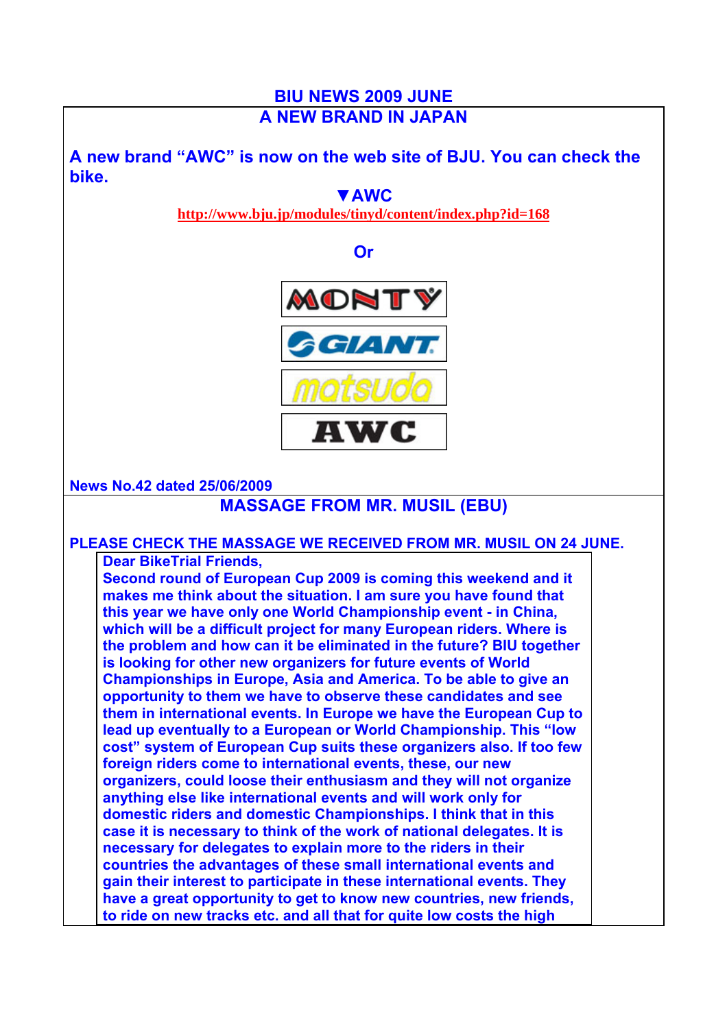# BIU NEWS 2009 JUNE

## A NEW BRAND IN JAPAN

**A new brand "AWC" is now on the web site of BJU. You can check the bike.**

**▼AWC**

**http://www.bju.jp/modules/tinyd/content/index.php?id=168**

**Or**

MONTY

GIANT

matsuda

AWC

**News No.42 dated 25/06/2009**

## MASSAGE FROM MR. MUSIL (EBU)

**PLEASE CHECK THE MASSAGE WE RECEIVED FROM MR. MUSIL ON 24 JUNE.**

**Dear BikeTrial Friends,**

**Second round of European Cup 2009 is coming this weekend and it makes me think about the situation. I am sure you have found that this year we have only one World Championship event - in China, which will be a difficult project for many European riders. Where is the problem and how can it be eliminated in the future? BIU together is looking for other new organizers for future events of World Championships in Europe, Asia and America. To be able to give an opportunity to them we have to observe these candidates and see them in international events. In Europe we have the European Cup to lead up eventually to a European or World Championship. This "low cost" system of European Cup suits these organizers also. If too few foreign riders come to international events, these, our new organizers, could loose their enthusiasm and they will not organize anything else like international events and will work only for domestic riders and domestic Championships. I think that in this case it is necessary to think of the work of national delegates. It is necessary for delegates to explain more to the riders in their countries the advantages of these small international events and gain their interest to participate in these international events. They have a great opportunity to get to know new countries, new friends, to ride on new tracks etc. and all that for quite low costs the high**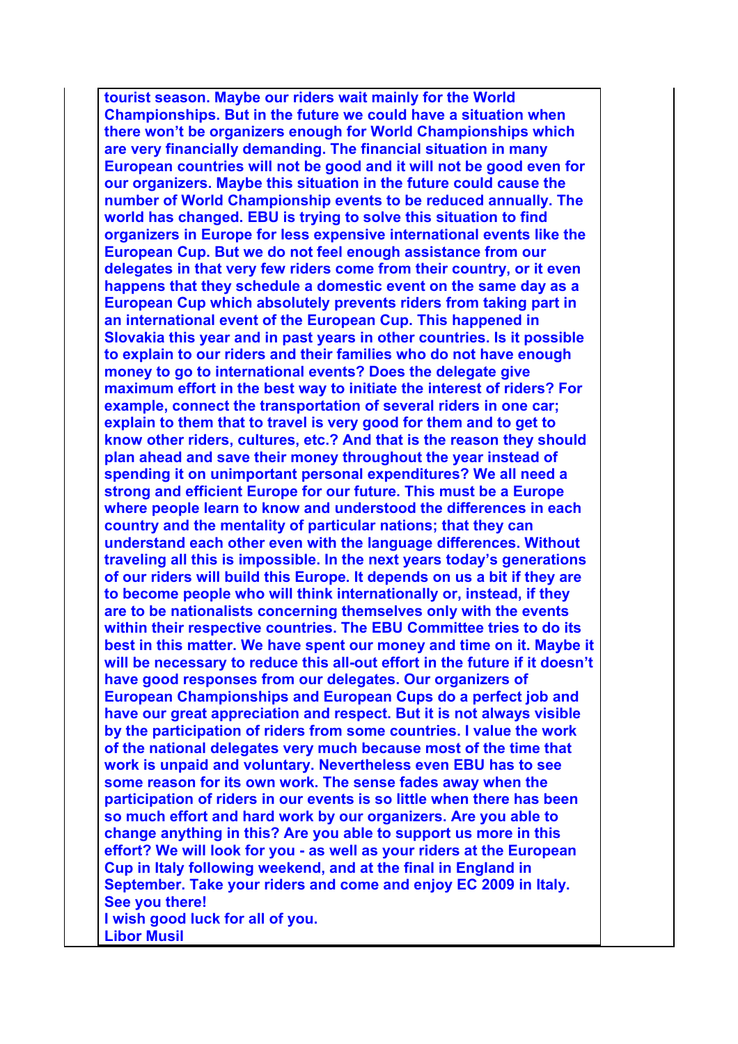**tourist season. Maybe our riders wait mainly for the World Championships. But in the future we could have a situation when there won't be organizers enough for World Championships which are very financially demanding. The financial situation in many European countries will not be good and it will not be good even for our organizers. Maybe this situation in the future could cause the number of World Championship events to be reduced annually. The world has changed. EBU is trying to solve this situation to find organizers in Europe for less expensive international events like the European Cup. But we do not feel enough assistance from our delegates in that very few riders come from their country, or it even happens that they schedule a domestic event on the same day as a European Cup which absolutely prevents riders from taking part in an international event of the European Cup. This happened in Slovakia this year and in past years in other countries. Is it possible to explain to our riders and their families who do not have enough money to go to international events? Does the delegate give maximum effort in the best way to initiate the interest of riders? For example, connect the transportation of several riders in one car; explain to them that to travel is very good for them and to get to know other riders, cultures, etc.? And that is the reason they should plan ahead and save their money throughout the year instead of spending it on unimportant personal expenditures? We all need a strong and efficient Europe for our future. This must be a Europe where people learn to know and understood the differences in each country and the mentality of particular nations; that they can understand each other even with the language differences. Without traveling all this is impossible. In the next years today's generations of our riders will build this Europe. It depends on us a bit if they are to become people who will think internationally or, instead, if they are to be nationalists concerning themselves only with the events within their respective countries. The EBU Committee tries to do its best in this matter. We have spent our money and time on it. Maybe it will be necessary to reduce this all-out effort in the future if it doesn't have good responses from our delegates. Our organizers of European Championships and European Cups do a perfect job and have our great appreciation and respect. But it is not always visible by the participation of riders from some countries. I value the work of the national delegates very much because most of the time that work is unpaid and voluntary. Nevertheless even EBU has to see some reason for its own work. The sense fades away when the participation of riders in our events is so little when there has been so much effort and hard work by our organizers. Are you able to change anything in this? Are you able to support us more in this effort? We will look for you - as well as your riders at the European Cup in Italy following weekend, and at the final in England in September. Take your riders and come and enjoy EC 2009 in Italy. See you there!**

**I wish good luck for all of you.**

**Libor Musil**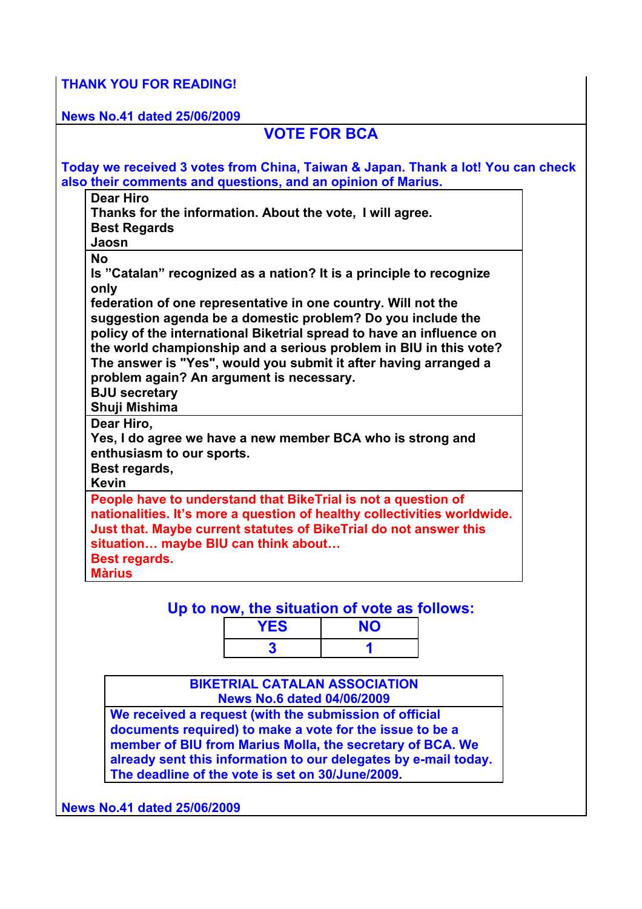**THANK YOU FOR READING!**

**News No.41 dated 25/06/2009**

## VOTE FOR BCA

**Today we received 3 votes from China, Taiwan & Japan. Thank a lot! You can check also their comments and questions, and an opinion of Marius.**

**Dear Hiro**
**Thanks for the information. About the vote, I will agree.**
**Best Regards**
**Jaosn**

---

**No**
**Is "Catalan" recognized as a nation? It is a principle to recognize only**
**federation of one representative in one country. Will not the suggestion agenda be a domestic problem? Do you include the policy of the international Biketrial spread to have an influence on the world championship and a serious problem in BIU in this vote? The answer is "Yes", would you submit it after having arranged a problem again? An argument is necessary.**
**BJU secretary**
**Shuji Mishima**

---

**Dear Hiro,**
**Yes, I do agree we have a new member BCA who is strong and enthusiasm to our sports.**
**Best regards,**
**Kevin**

---

**People have to understand that BikeTrial is not a question of nationalities. It's more a question of healthy collectivities worldwide. Just that. Maybe current statutes of BikeTrial do not answer this situation… maybe BIU can think about…**
**Best regards.**
**Màrius**

### Up to now, the situation of vote as follows:

| YES | NO |
| --- | --- |
| 3 | 1 |

**BIKETRIAL CATALAN ASSOCIATION**
**News No.6 dated 04/06/2009**

**We received a request (with the submission of official documents required) to make a vote for the issue to be a member of BIU from Marius Molla, the secretary of BCA. We already sent this information to our delegates by e-mail today. The deadline of the vote is set on 30/June/2009.**

**News No.41 dated 25/06/2009**